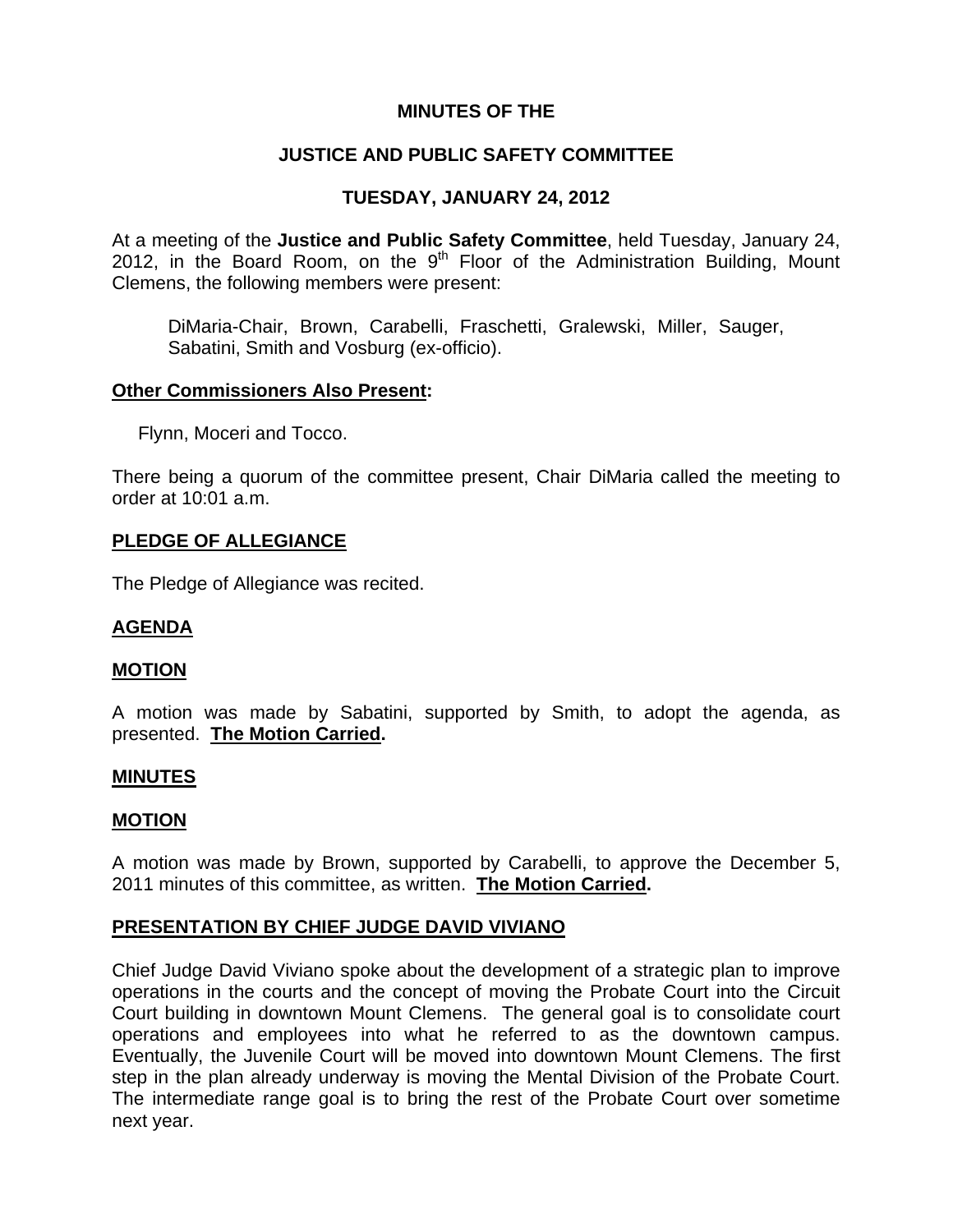# MINUTES OF THE

# JUSTICE AND PUBLIC SAFETY COMMITTEE

## TUESDAY, JANUARY 24, 2012

At a meeting of the **Justice and Public Safety Committee**, held Tuesday, January 24, 2012, in the Board Room, on the 9th Floor of the Administration Building, Mount Clemens, the following members were present:

> DiMaria-Chair, Brown, Carabelli, Fraschetti, Gralewski, Miller, Sauger, Sabatini, Smith and Vosburg (ex-officio).

**Other Commissioners Also Present:**

Flynn, Moceri and Tocco.

There being a quorum of the committee present, Chair DiMaria called the meeting to order at 10:01 a.m.

**PLEDGE OF ALLEGIANCE**

The Pledge of Allegiance was recited.

**AGENDA**

**MOTION**

A motion was made by Sabatini, supported by Smith, to adopt the agenda, as presented. **The Motion Carried.**

**MINUTES**

**MOTION**

A motion was made by Brown, supported by Carabelli, to approve the December 5, 2011 minutes of this committee, as written. **The Motion Carried.**

**PRESENTATION BY CHIEF JUDGE DAVID VIVIANO**

Chief Judge David Viviano spoke about the development of a strategic plan to improve operations in the courts and the concept of moving the Probate Court into the Circuit Court building in downtown Mount Clemens. The general goal is to consolidate court operations and employees into what he referred to as the downtown campus. Eventually, the Juvenile Court will be moved into downtown Mount Clemens. The first step in the plan already underway is moving the Mental Division of the Probate Court. The intermediate range goal is to bring the rest of the Probate Court over sometime next year.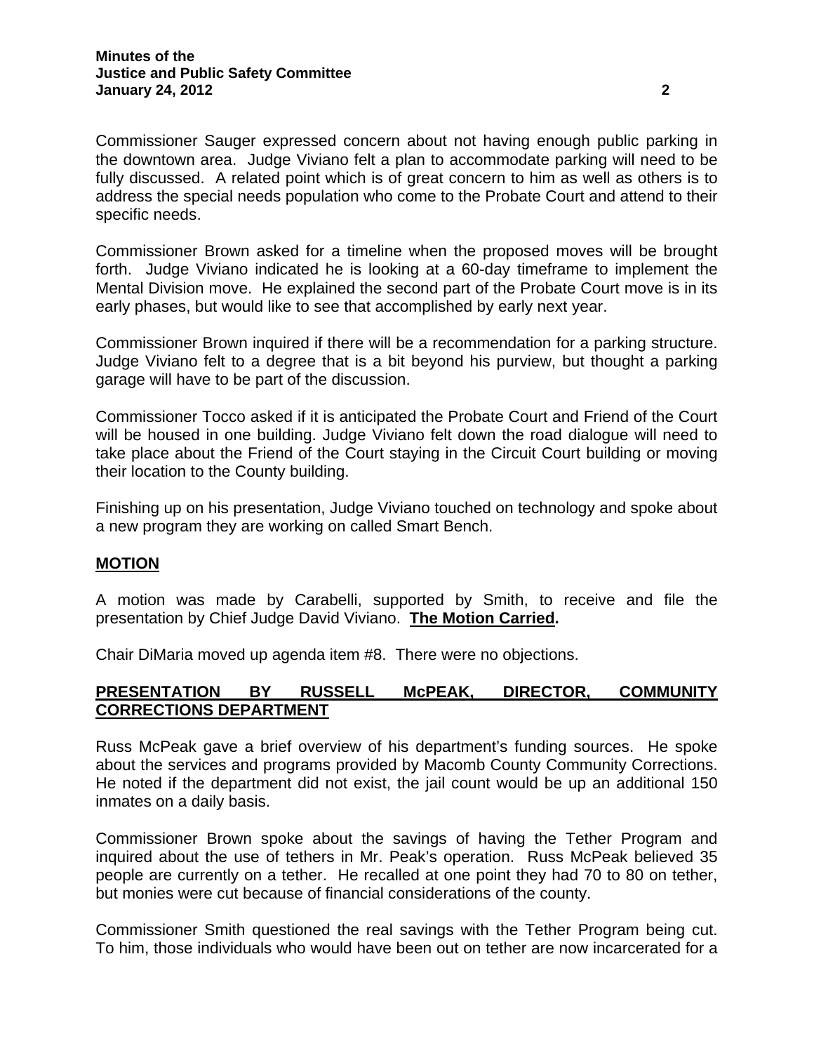Commissioner Sauger expressed concern about not having enough public parking in the downtown area. Judge Viviano felt a plan to accommodate parking will need to be fully discussed. A related point which is of great concern to him as well as others is to address the special needs population who come to the Probate Court and attend to their specific needs.

Commissioner Brown asked for a timeline when the proposed moves will be brought forth. Judge Viviano indicated he is looking at a 60-day timeframe to implement the Mental Division move. He explained the second part of the Probate Court move is in its early phases, but would like to see that accomplished by early next year.

Commissioner Brown inquired if there will be a recommendation for a parking structure. Judge Viviano felt to a degree that is a bit beyond his purview, but thought a parking garage will have to be part of the discussion.

Commissioner Tocco asked if it is anticipated the Probate Court and Friend of the Court will be housed in one building. Judge Viviano felt down the road dialogue will need to take place about the Friend of the Court staying in the Circuit Court building or moving their location to the County building.

Finishing up on his presentation, Judge Viviano touched on technology and spoke about a new program they are working on called Smart Bench.

## MOTION

A motion was made by Carabelli, supported by Smith, to receive and file the presentation by Chief Judge David Viviano. **The Motion Carried.**

Chair DiMaria moved up agenda item #8. There were no objections.

## PRESENTATION BY RUSSELL McPEAK, DIRECTOR, COMMUNITY CORRECTIONS DEPARTMENT

Russ McPeak gave a brief overview of his department's funding sources. He spoke about the services and programs provided by Macomb County Community Corrections. He noted if the department did not exist, the jail count would be up an additional 150 inmates on a daily basis.

Commissioner Brown spoke about the savings of having the Tether Program and inquired about the use of tethers in Mr. Peak's operation. Russ McPeak believed 35 people are currently on a tether. He recalled at one point they had 70 to 80 on tether, but monies were cut because of financial considerations of the county.

Commissioner Smith questioned the real savings with the Tether Program being cut. To him, those individuals who would have been out on tether are now incarcerated for a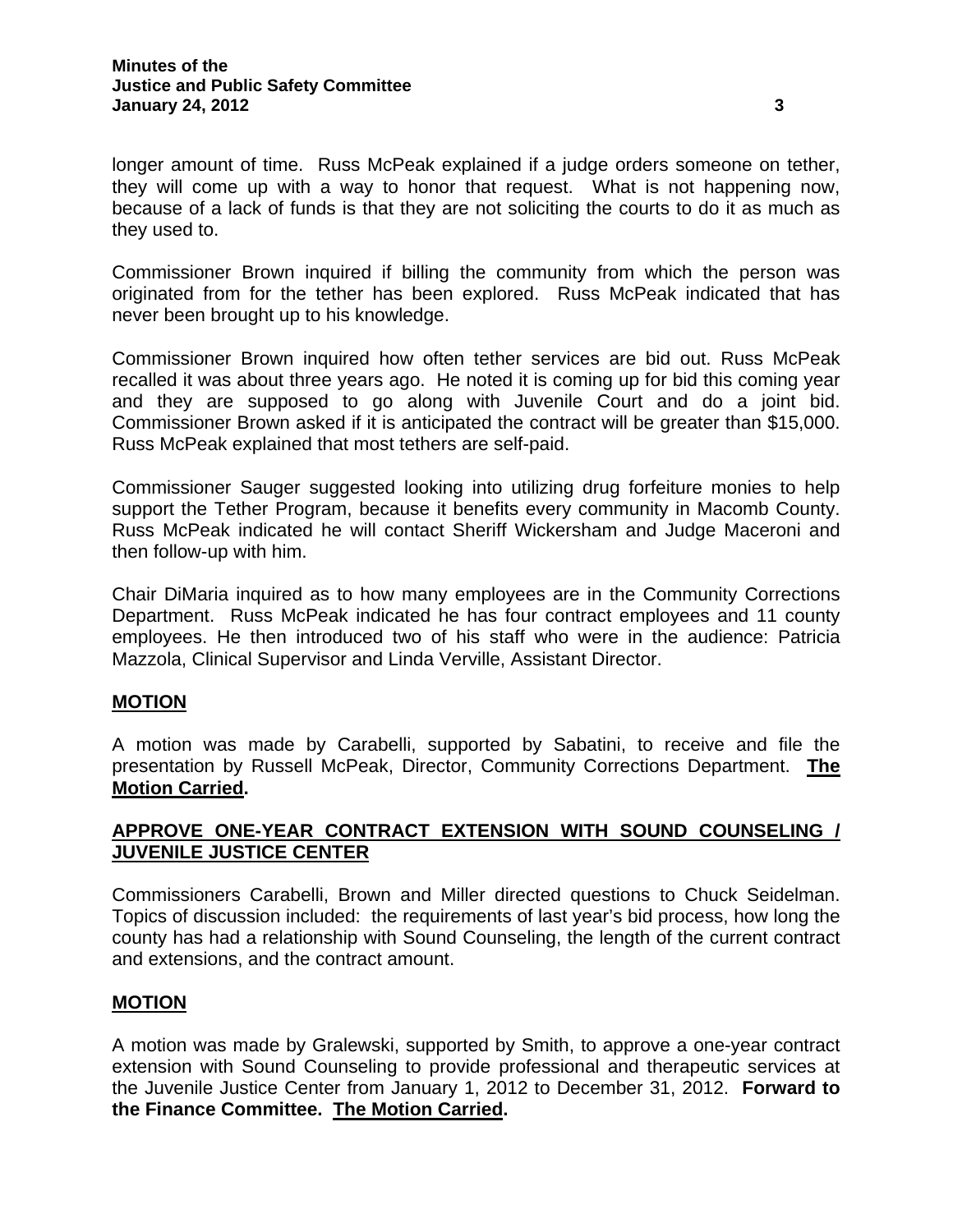longer amount of time. Russ McPeak explained if a judge orders someone on tether, they will come up with a way to honor that request. What is not happening now, because of a lack of funds is that they are not soliciting the courts to do it as much as they used to.

Commissioner Brown inquired if billing the community from which the person was originated from for the tether has been explored. Russ McPeak indicated that has never been brought up to his knowledge.

Commissioner Brown inquired how often tether services are bid out. Russ McPeak recalled it was about three years ago. He noted it is coming up for bid this coming year and they are supposed to go along with Juvenile Court and do a joint bid. Commissioner Brown asked if it is anticipated the contract will be greater than $15,000. Russ McPeak explained that most tethers are self-paid.

Commissioner Sauger suggested looking into utilizing drug forfeiture monies to help support the Tether Program, because it benefits every community in Macomb County. Russ McPeak indicated he will contact Sheriff Wickersham and Judge Maceroni and then follow-up with him.

Chair DiMaria inquired as to how many employees are in the Community Corrections Department. Russ McPeak indicated he has four contract employees and 11 county employees. He then introduced two of his staff who were in the audience: Patricia Mazzola, Clinical Supervisor and Linda Verville, Assistant Director.

## MOTION

A motion was made by Carabelli, supported by Sabatini, to receive and file the presentation by Russell McPeak, Director, Community Corrections Department. **The Motion Carried.**

## APPROVE ONE-YEAR CONTRACT EXTENSION WITH SOUND COUNSELING / JUVENILE JUSTICE CENTER

Commissioners Carabelli, Brown and Miller directed questions to Chuck Seidelman. Topics of discussion included: the requirements of last year's bid process, how long the county has had a relationship with Sound Counseling, the length of the current contract and extensions, and the contract amount.

## MOTION

A motion was made by Gralewski, supported by Smith, to approve a one-year contract extension with Sound Counseling to provide professional and therapeutic services at the Juvenile Justice Center from January 1, 2012 to December 31, 2012. **Forward to the Finance Committee. The Motion Carried.**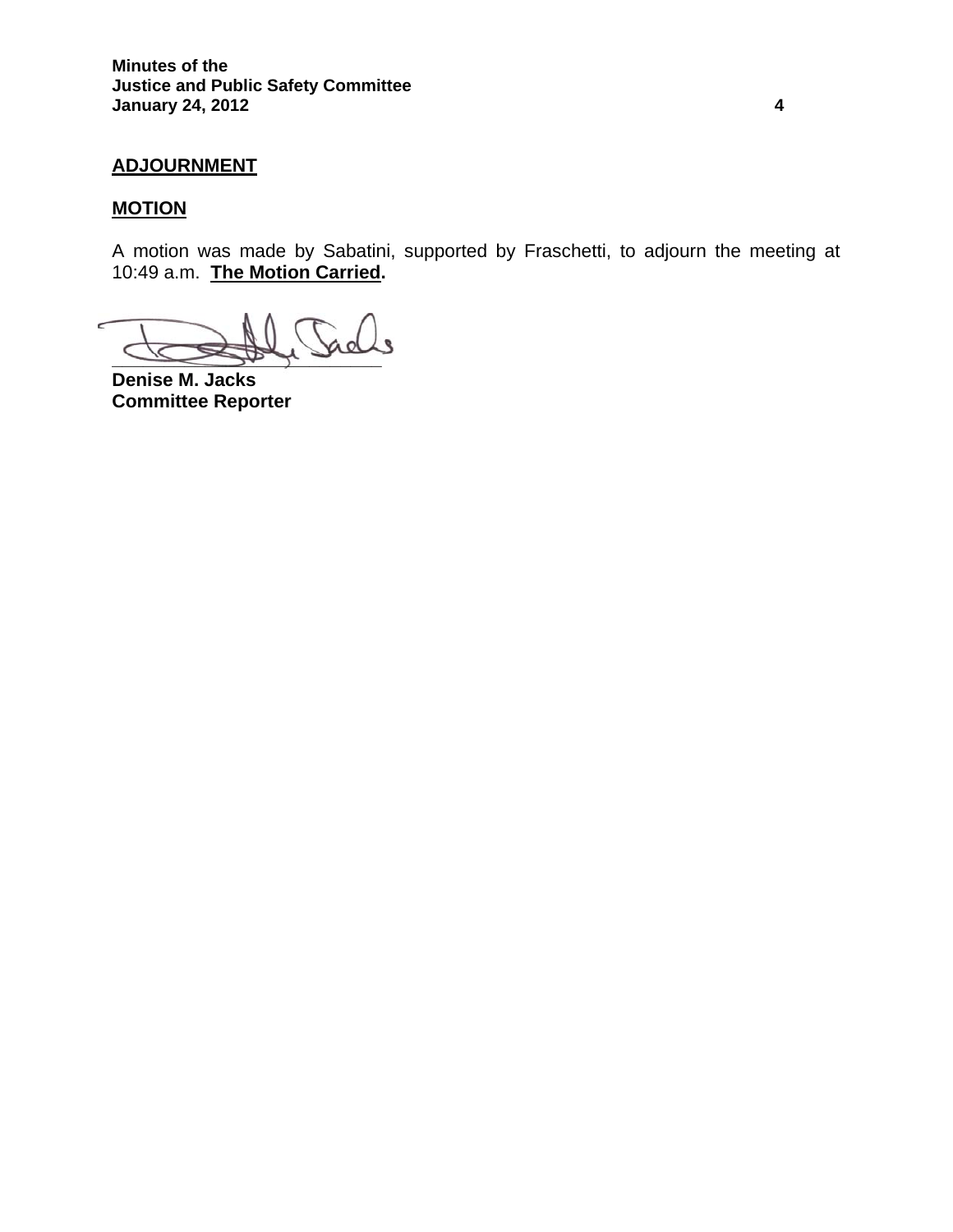## ADJOURNMENT

### MOTION

A motion was made by Sabatini, supported by Fraschetti, to adjourn the meeting at 10:49 a.m. **The Motion Carried.**

**Denise M. Jacks**
**Committee Reporter**